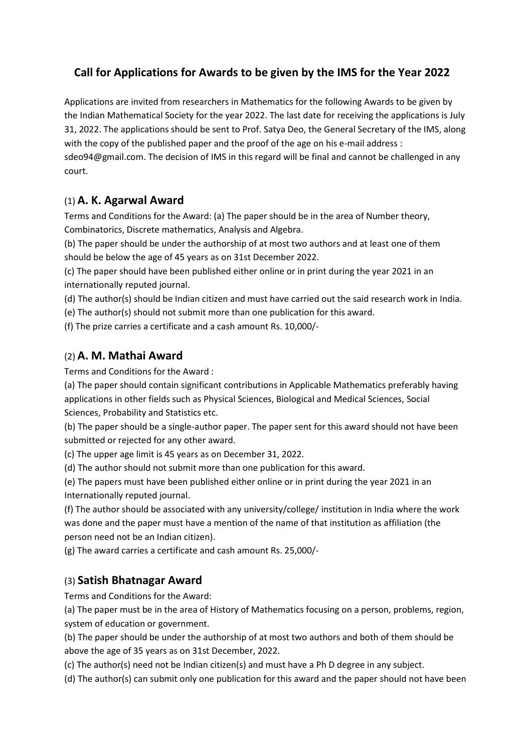# Call for Applications for Awards to be given by the IMS for the Year 2022

Applications are invited from researchers in Mathematics for the following Awards to be given by the Indian Mathematical Society for the year 2022. The last date for receiving the applications is July 31, 2022. The applications should be sent to Prof. Satya Deo, the General Secretary of the IMS, along with the copy of the published paper and the proof of the age on his e-mail address : sdeo94@gmail.com. The decision of IMS in this regard will be final and cannot be challenged in any court.

## (1) A. K. Agarwal Award

Terms and Conditions for the Award: (a) The paper should be in the area of Number theory, Combinatorics, Discrete mathematics, Analysis and Algebra.

(b) The paper should be under the authorship of at most two authors and at least one of them should be below the age of 45 years as on 31st December 2022.

(c) The paper should have been published either online or in print during the year 2021 in an internationally reputed journal.

(d) The author(s) should be Indian citizen and must have carried out the said research work in India.

(e) The author(s) should not submit more than one publication for this award.

(f) The prize carries a certificate and a cash amount Rs. 10,000/-

## (2) A. M. Mathai Award

Terms and Conditions for the Award :

(a) The paper should contain significant contributions in Applicable Mathematics preferably having applications in other fields such as Physical Sciences, Biological and Medical Sciences, Social Sciences, Probability and Statistics etc.

(b) The paper should be a single-author paper. The paper sent for this award should not have been submitted or rejected for any other award.

(c) The upper age limit is 45 years as on December 31, 2022.

(d) The author should not submit more than one publication for this award.

(e) The papers must have been published either online or in print during the year 2021 in an Internationally reputed journal.

(f) The author should be associated with any university/college/ institution in India where the work was done and the paper must have a mention of the name of that institution as affiliation (the person need not be an Indian citizen).

(g) The award carries a certificate and cash amount Rs. 25,000/-

## (3) Satish Bhatnagar Award

Terms and Conditions for the Award:

(a) The paper must be in the area of History of Mathematics focusing on a person, problems, region, system of education or government.

(b) The paper should be under the authorship of at most two authors and both of them should be above the age of 35 years as on 31st December, 2022.

(c) The author(s) need not be Indian citizen(s) and must have a Ph D degree in any subject.

(d) The author(s) can submit only one publication for this award and the paper should not have been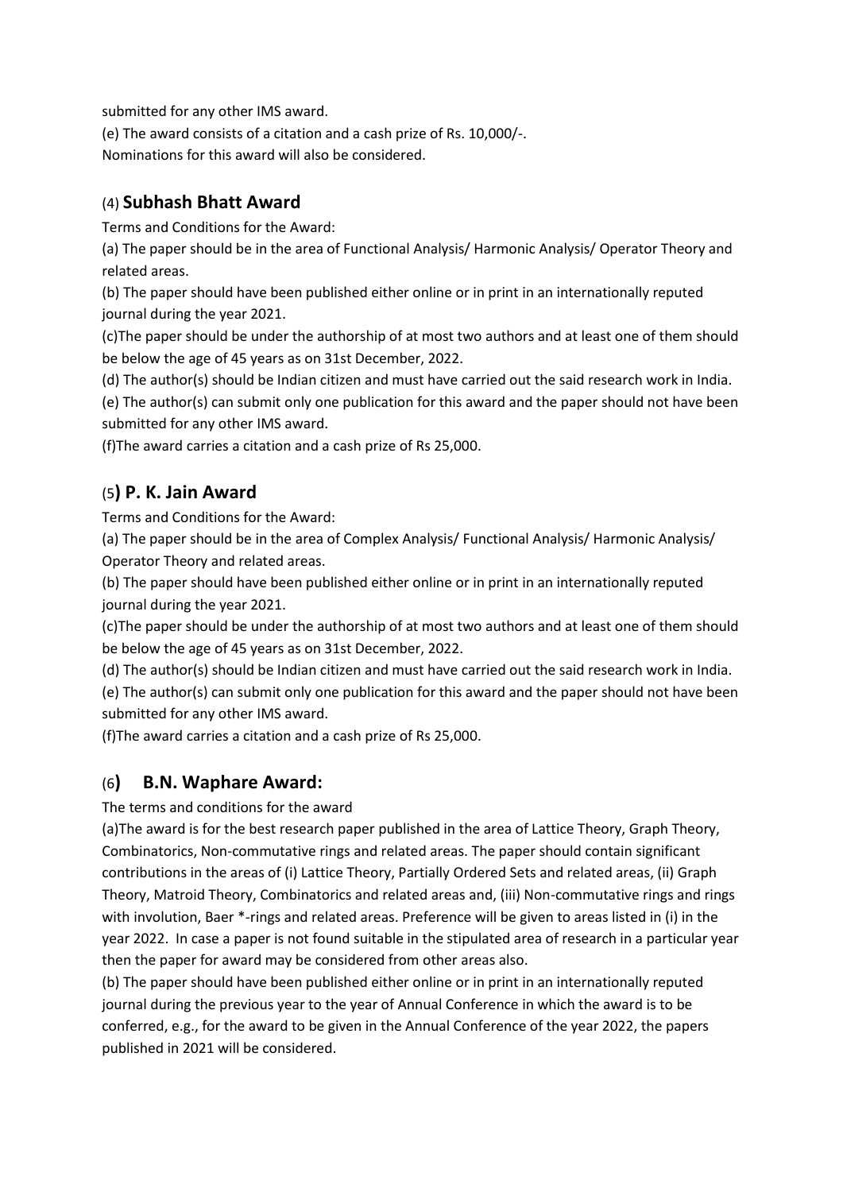submitted for any other IMS award.

(e) The award consists of a citation and a cash prize of Rs. 10,000/-.

Nominations for this award will also be considered.

## (4) **Subhash Bhatt Award**

Terms and Conditions for the Award:

(a) The paper should be in the area of Functional Analysis/ Harmonic Analysis/ Operator Theory and related areas.

(b) The paper should have been published either online or in print in an internationally reputed journal during the year 2021.

(c)The paper should be under the authorship of at most two authors and at least one of them should be below the age of 45 years as on 31st December, 2022.

(d) The author(s) should be Indian citizen and must have carried out the said research work in India.

(e) The author(s) can submit only one publication for this award and the paper should not have been submitted for any other IMS award.

(f)The award carries a citation and a cash prize of Rs 25,000.

## (5**) P. K. Jain Award**

Terms and Conditions for the Award:

(a) The paper should be in the area of Complex Analysis/ Functional Analysis/ Harmonic Analysis/ Operator Theory and related areas.

(b) The paper should have been published either online or in print in an internationally reputed journal during the year 2021.

(c)The paper should be under the authorship of at most two authors and at least one of them should be below the age of 45 years as on 31st December, 2022.

(d) The author(s) should be Indian citizen and must have carried out the said research work in India.

(e) The author(s) can submit only one publication for this award and the paper should not have been submitted for any other IMS award.

(f)The award carries a citation and a cash prize of Rs 25,000.

## (6**) B.N. Waphare Award:**

The terms and conditions for the award

(a)The award is for the best research paper published in the area of Lattice Theory, Graph Theory, Combinatorics, Non-commutative rings and related areas. The paper should contain significant contributions in the areas of (i) Lattice Theory, Partially Ordered Sets and related areas, (ii) Graph Theory, Matroid Theory, Combinatorics and related areas and, (iii) Non-commutative rings and rings with involution, Baer *-rings and related areas. Preference will be given to areas listed in (i) in the year 2022. In case a paper is not found suitable in the stipulated area of research in a particular year then the paper for award may be considered from other areas also.

(b) The paper should have been published either online or in print in an internationally reputed journal during the previous year to the year of Annual Conference in which the award is to be conferred, e.g., for the award to be given in the Annual Conference of the year 2022, the papers published in 2021 will be considered.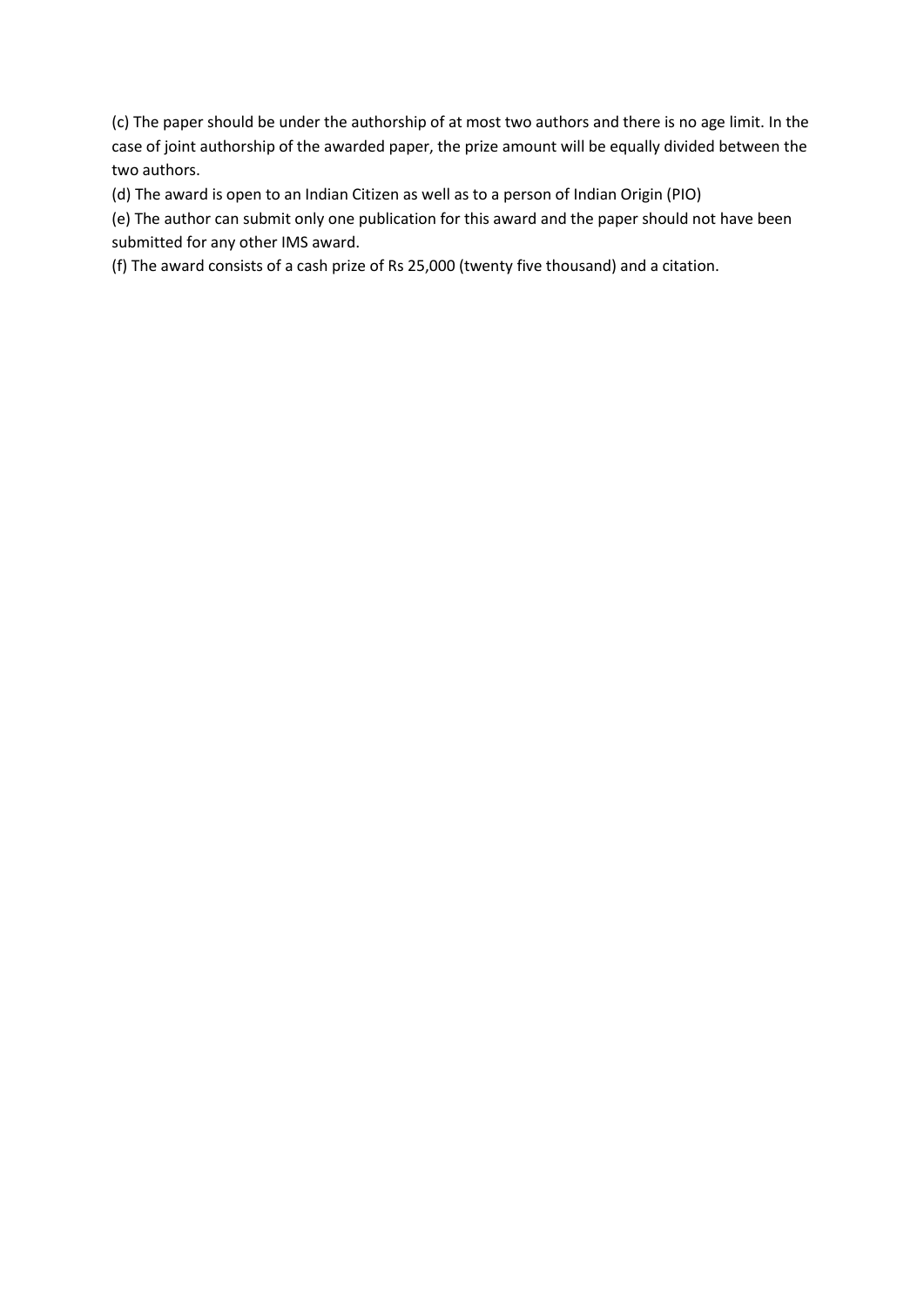(c) The paper should be under the authorship of at most two authors and there is no age limit. In the case of joint authorship of the awarded paper, the prize amount will be equally divided between the two authors.

(d) The award is open to an Indian Citizen as well as to a person of Indian Origin (PIO)

(e) The author can submit only one publication for this award and the paper should not have been submitted for any other IMS award.

(f) The award consists of a cash prize of Rs 25,000 (twenty five thousand) and a citation.